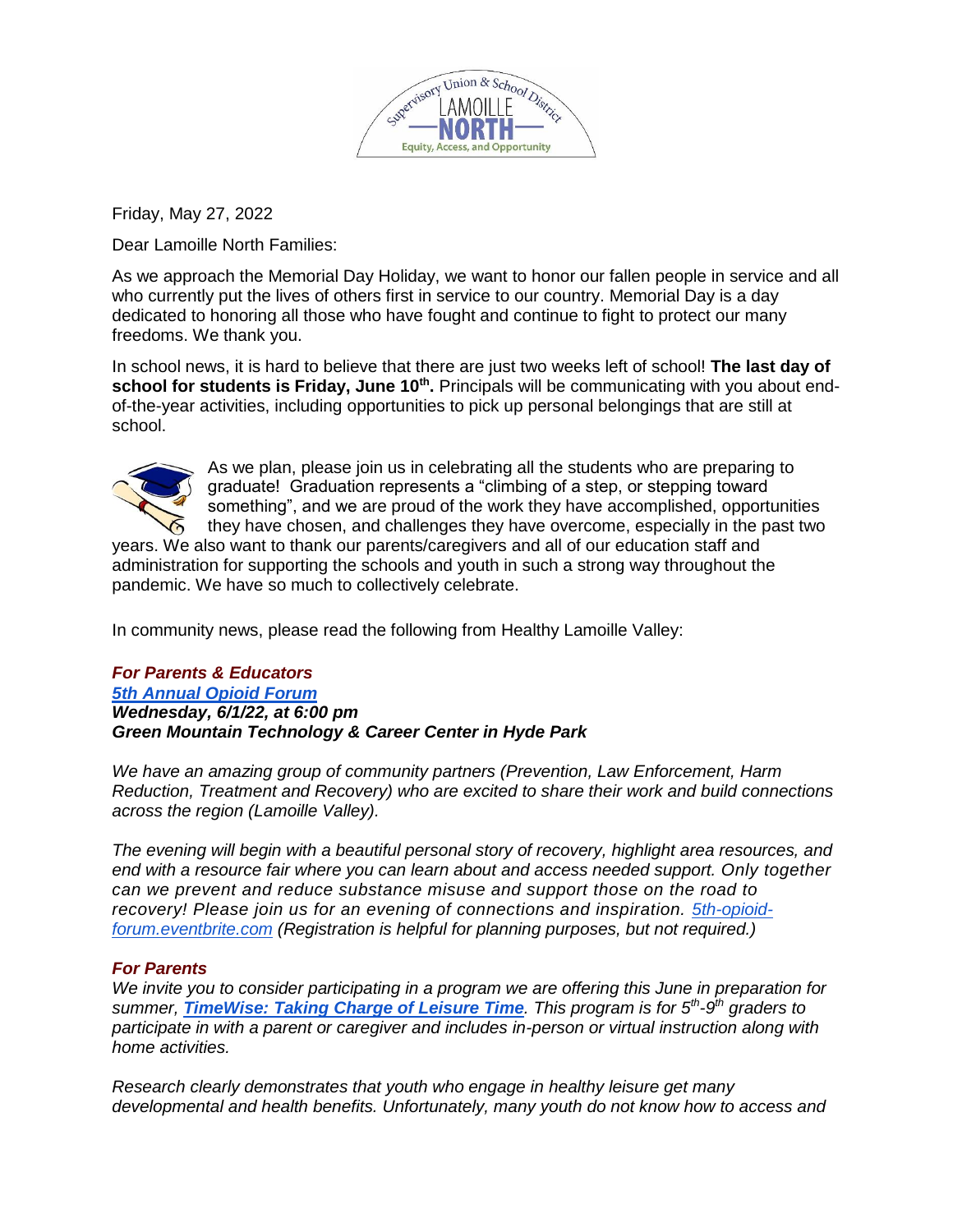Friday, May 27, 2022

Dear Lamoille North Families:

As we approach the Memorial Day Holiday, we want to honor our fallen people in service and all who currently put the lives of others first in service to our country. Memorial Day is a day dedicated to honoring all those who have fought and continue to fight to protect our many freedoms. We thank you.

In school news, it is hard to believe that there are just two weeks left of school! **The last day of school for students is Friday, June 10th.** Principals will be communicating with you about end-of-the-year activities, including opportunities to pick up personal belongings that are still at school.

As we plan, please join us in celebrating all the students who are preparing to graduate! Graduation represents a "climbing of a step, or stepping toward something", and we are proud of the work they have accomplished, opportunities they have chosen, and challenges they have overcome, especially in the past two years. We also want to thank our parents/caregivers and all of our education staff and administration for supporting the schools and youth in such a strong way throughout the pandemic. We have so much to collectively celebrate.

In community news, please read the following from Healthy Lamoille Valley:

***For Parents & Educators***
***5th Annual Opioid Forum***
***Wednesday, 6/1/22, at 6:00 pm***
***Green Mountain Technology & Career Center in Hyde Park***

*We have an amazing group of community partners (Prevention, Law Enforcement, Harm Reduction, Treatment and Recovery) who are excited to share their work and build connections across the region (Lamoille Valley).*

*The evening will begin with a beautiful personal story of recovery, highlight area resources, and end with a resource fair where you can learn about and access needed support. Only together can we prevent and reduce substance misuse and support those on the road to recovery! Please join us for an evening of connections and inspiration. 5th-opioid-forum.eventbrite.com (Registration is helpful for planning purposes, but not required.)*

***For Parents***
*We invite you to consider participating in a program we are offering this June in preparation for summer, **TimeWise: Taking Charge of Leisure Time**. This program is for 5th-9th graders to participate in with a parent or caregiver and includes in-person or virtual instruction along with home activities.*

*Research clearly demonstrates that youth who engage in healthy leisure get many developmental and health benefits. Unfortunately, many youth do not know how to access and*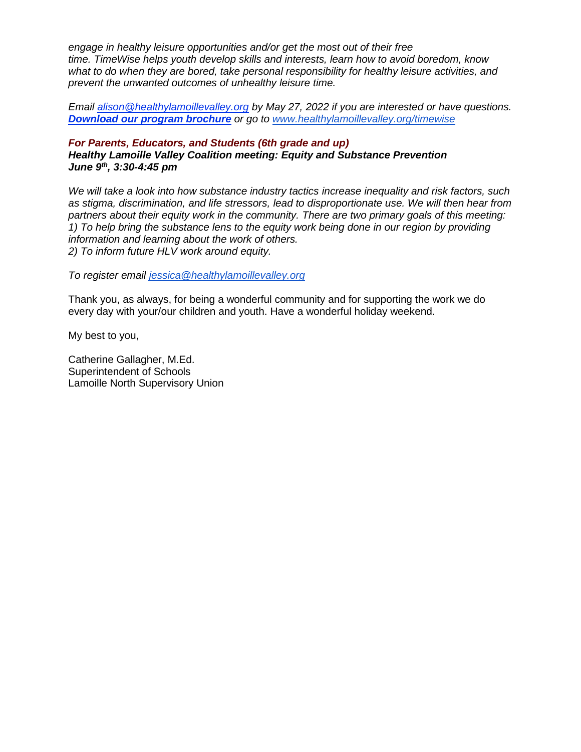*engage in healthy leisure opportunities and/or get the most out of their free time. TimeWise helps youth develop skills and interests, learn how to avoid boredom, know what to do when they are bored, take personal responsibility for healthy leisure activities, and prevent the unwanted outcomes of unhealthy leisure time.*

*Email alison@healthylamoillevalley.org by May 27, 2022 if you are interested or have questions.* ***Download our program brochure*** *or go to www.healthylamoillevalley.org/timewise*

***For Parents, Educators, and Students (6th grade and up)***
***Healthy Lamoille Valley Coalition meeting: Equity and Substance Prevention***
***June 9th, 3:30-4:45 pm***

*We will take a look into how substance industry tactics increase inequality and risk factors, such as stigma, discrimination, and life stressors, lead to disproportionate use. We will then hear from partners about their equity work in the community. There are two primary goals of this meeting:*
*1) To help bring the substance lens to the equity work being done in our region by providing information and learning about the work of others.*
*2) To inform future HLV work around equity.*

*To register email jessica@healthylamoillevalley.org*

Thank you, as always, for being a wonderful community and for supporting the work we do every day with your/our children and youth. Have a wonderful holiday weekend.

My best to you,

Catherine Gallagher, M.Ed.
Superintendent of Schools
Lamoille North Supervisory Union